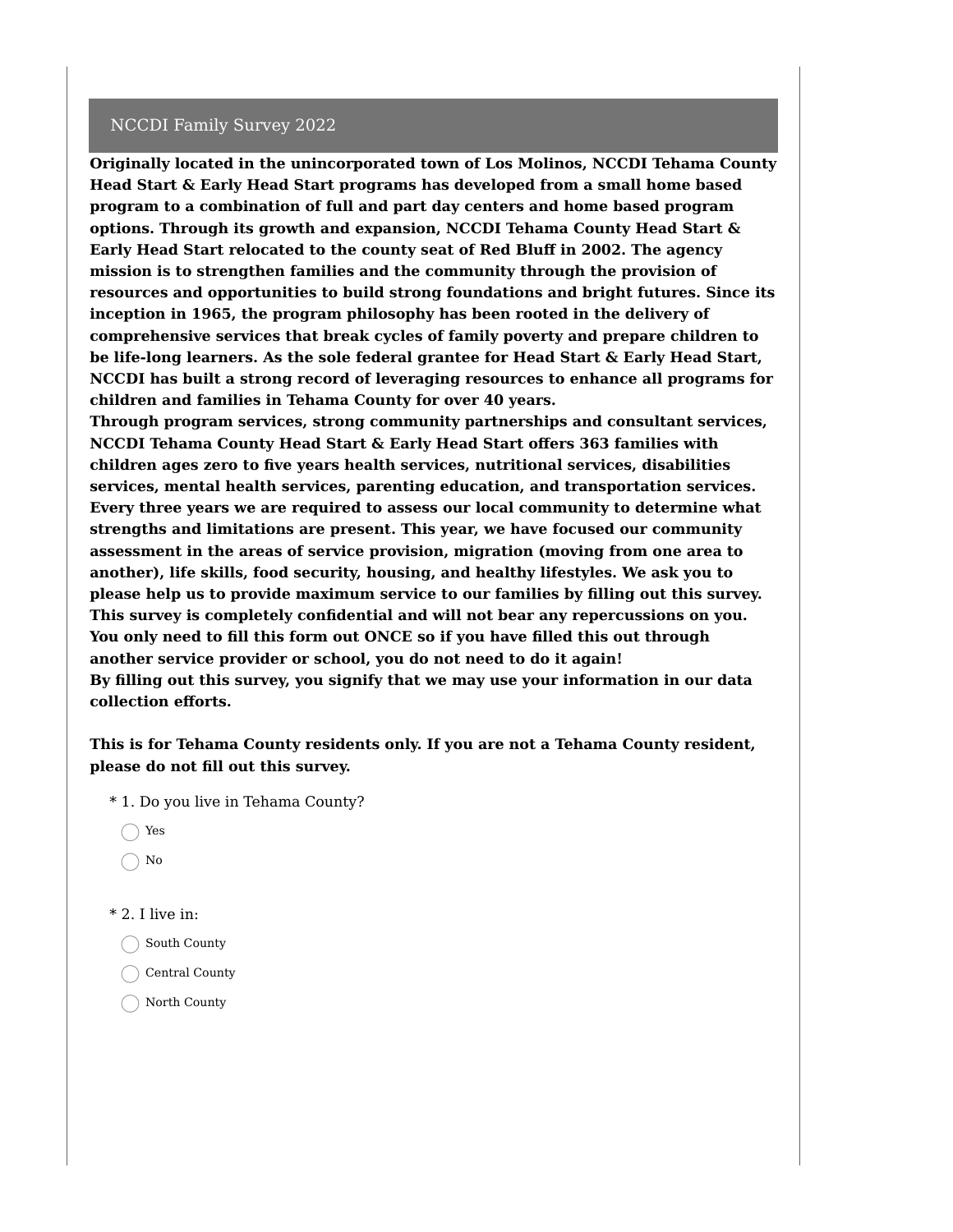## NCCDI Family Survey 2022

**Originally located in the unincorporated town of Los Molinos, NCCDI Tehama County Head Start & Early Head Start programs has developed from a small home based program to a combination of full and part day centers and home based program options. Through its growth and expansion, NCCDI Tehama County Head Start & Early Head Start relocated to the county seat of Red Bluff in 2002. The agency mission is to strengthen families and the community through the provision of resources and opportunities to build strong foundations and bright futures. Since its inception in 1965, the program philosophy has been rooted in the delivery of comprehensive services that break cycles of family poverty and prepare children to be life-long learners. As the sole federal grantee for Head Start & Early Head Start, NCCDI has built a strong record of leveraging resources to enhance all programs for children and families in Tehama County for over 40 years.**

**Through program services, strong community partnerships and consultant services, NCCDI Tehama County Head Start & Early Head Start offers 363 families with children ages zero to five years health services, nutritional services, disabilities services, mental health services, parenting education, and transportation services. Every three years we are required to assess our local community to determine what strengths and limitations are present. This year, we have focused our community assessment in the areas of service provision, migration (moving from one area to another), life skills, food security, housing, and healthy lifestyles. We ask you to please help us to provide maximum service to our families by filling out this survey. This survey is completely confidential and will not bear any repercussions on you. You only need to fill this form out ONCE so if you have filled this out through another service provider or school, you do not need to do it again!**

**By filling out this survey, you signify that we may use your information in our data collection efforts.**

**This is for Tehama County residents only. If you are not a Tehama County resident, please do not fill out this survey.**

\* 1. Do you live in Tehama County?

- ◯ Yes
- ◯ No

\* 2. I live in:

- ◯ South County
- ◯ Central County
- ◯ North County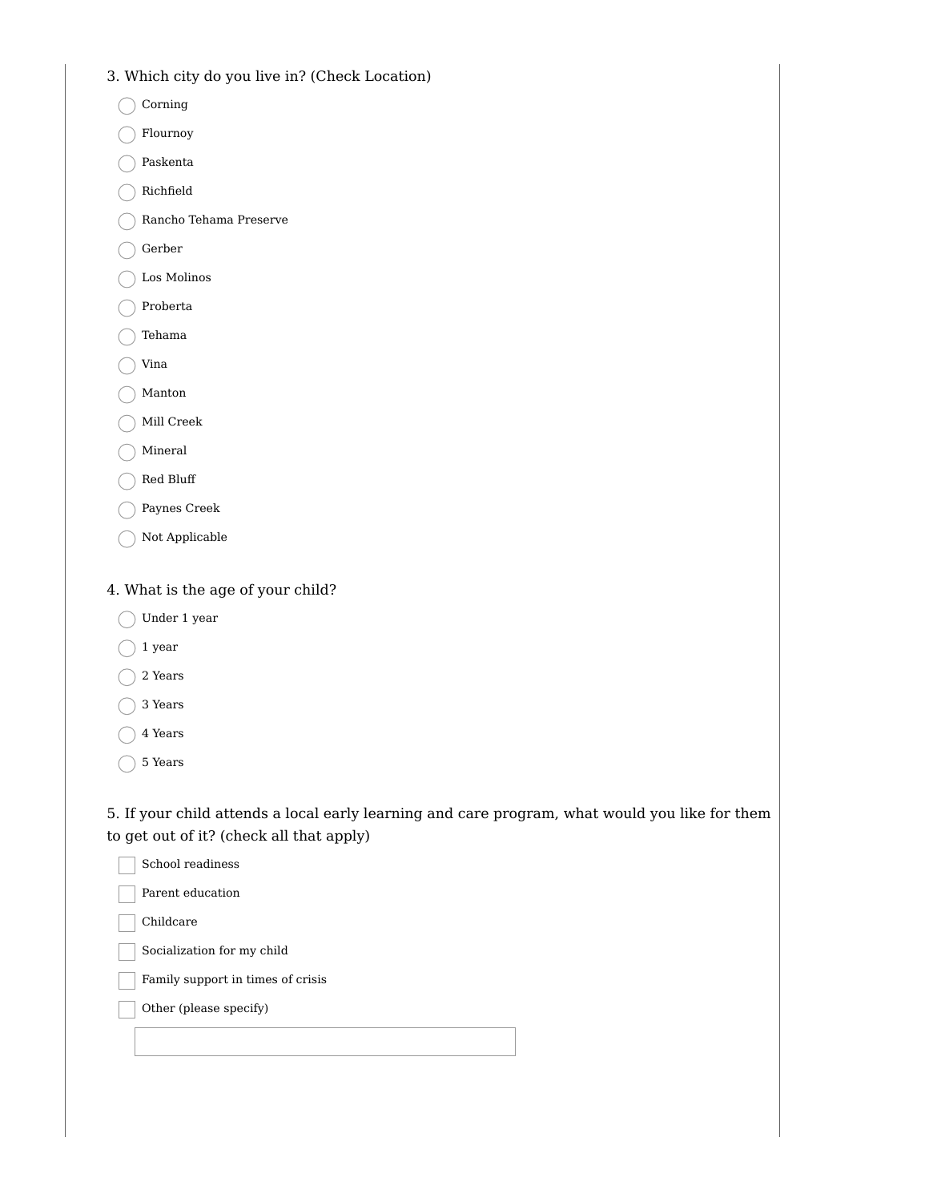3. Which city do you live in? (Check Location)

- ◯ Corning
- ◯ Flournoy
- ◯ Paskenta
- ◯ Richfield
- ◯ Rancho Tehama Preserve
- ◯ Gerber
- ◯ Los Molinos
- ◯ Proberta
- ◯ Tehama
- ◯ Vina
- ◯ Manton
- ◯ Mill Creek
- ◯ Mineral
- ◯ Red Bluff
- ◯ Paynes Creek
- ◯ Not Applicable

4. What is the age of your child?

- ◯ Under 1 year
- ◯ 1 year
- ◯ 2 Years
- ◯ 3 Years
- ◯ 4 Years
- ◯ 5 Years

5. If your child attends a local early learning and care program, what would you like for them to get out of it? (check all that apply)

- ☐ School readiness
- ☐ Parent education
- ☐ Childcare
- ☐ Socialization for my child
- ☐ Family support in times of crisis
- ☐ Other (please specify)

\_\_\_\_\_\_\_\_\_\_\_\_\_\_\_\_\_\_\_\_\_\_\_\_\_\_\_\_\_\_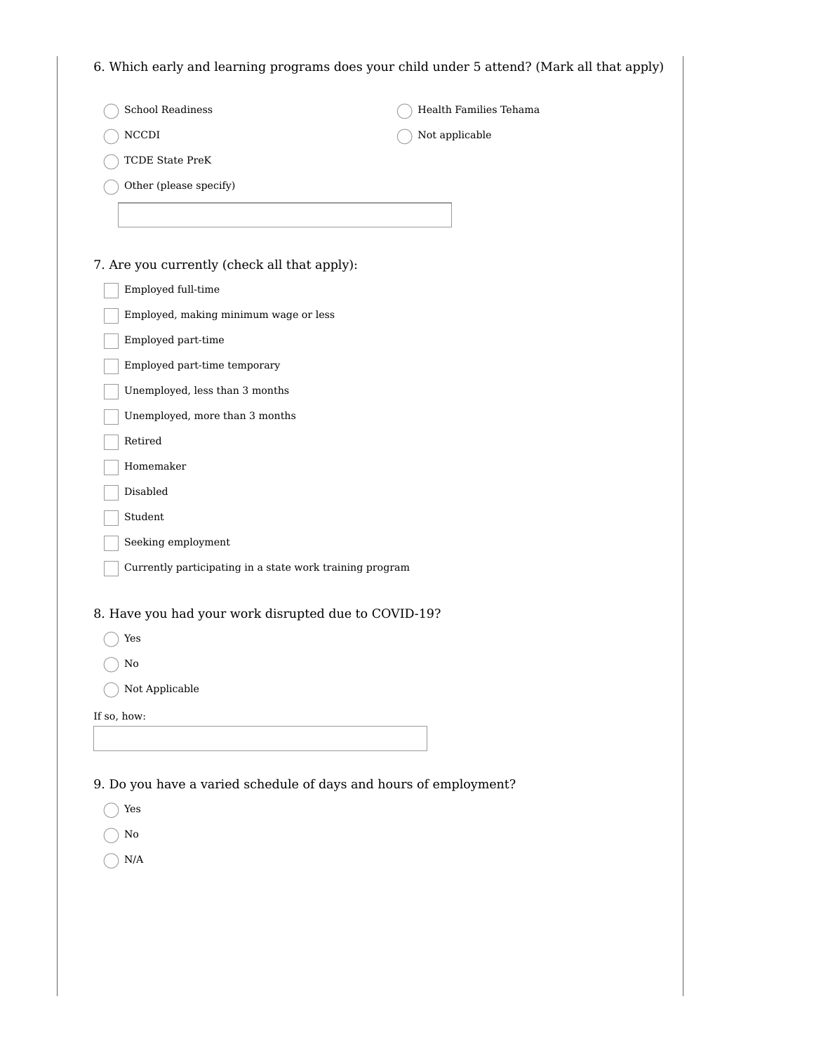6. Which early and learning programs does your child under 5 attend? (Mark all that apply)

- ○ School Readiness
- ○ NCCDI
- ○ TCDE State PreK
- ○ Other (please specify) ______
- ○ Health Families Tehama
- ○ Not applicable

7. Are you currently (check all that apply):

- ☐ Employed full-time
- ☐ Employed, making minimum wage or less
- ☐ Employed part-time
- ☐ Employed part-time temporary
- ☐ Unemployed, less than 3 months
- ☐ Unemployed, more than 3 months
- ☐ Retired
- ☐ Homemaker
- ☐ Disabled
- ☐ Student
- ☐ Seeking employment
- ☐ Currently participating in a state work training program

8. Have you had your work disrupted due to COVID-19?

- ○ Yes
- ○ No
- ○ Not Applicable

If so, how: ______

9. Do you have a varied schedule of days and hours of employment?

- ○ Yes
- ○ No
- ○ N/A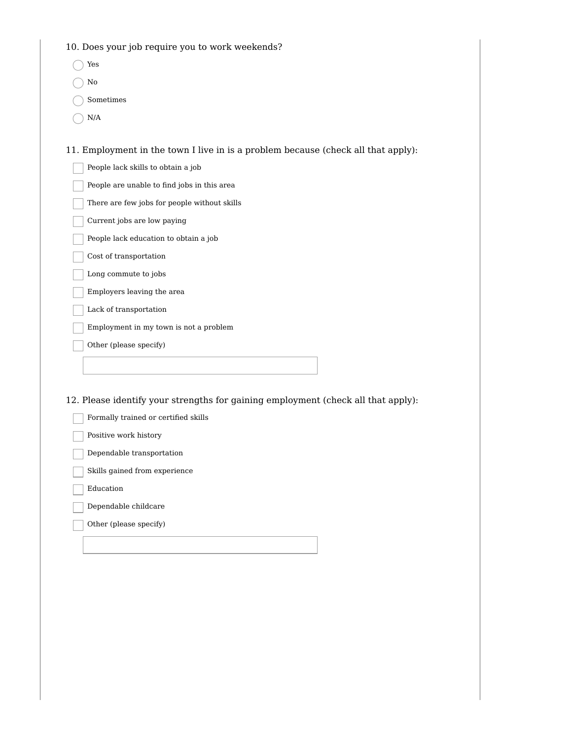10. Does your job require you to work weekends?

- ◯ Yes
- ◯ No
- ◯ Sometimes
- ◯ N/A

11. Employment in the town I live in is a problem because (check all that apply):

- ☐ People lack skills to obtain a job
- ☐ People are unable to find jobs in this area
- ☐ There are few jobs for people without skills
- ☐ Current jobs are low paying
- ☐ People lack education to obtain a job
- ☐ Cost of transportation
- ☐ Long commute to jobs
- ☐ Employers leaving the area
- ☐ Lack of transportation
- ☐ Employment in my town is not a problem
- ☐ Other (please specify)

12. Please identify your strengths for gaining employment (check all that apply):

- ☐ Formally trained or certified skills
- ☐ Positive work history
- ☐ Dependable transportation
- ☐ Skills gained from experience
- ☐ Education
- ☐ Dependable childcare
- ☐ Other (please specify)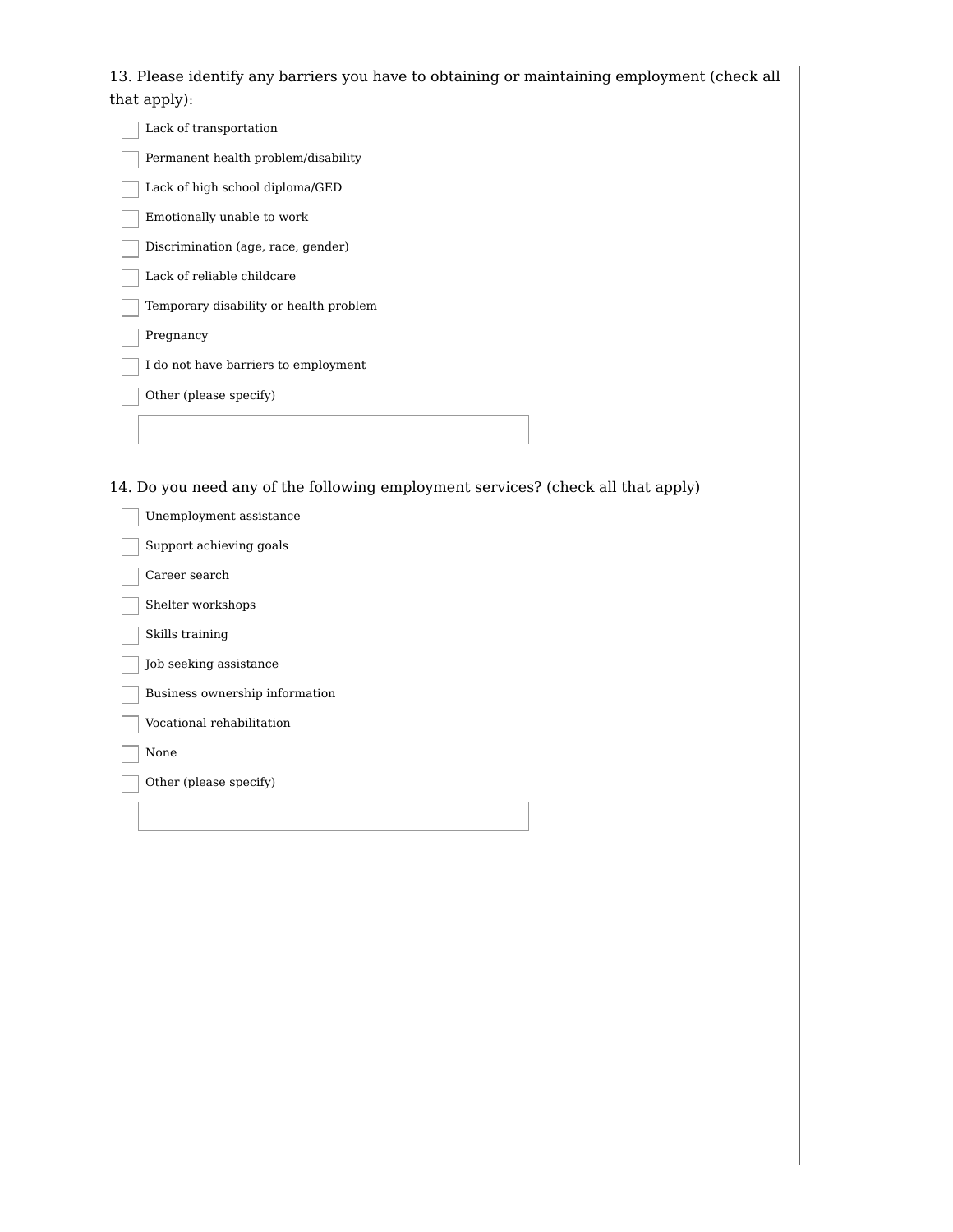13. Please identify any barriers you have to obtaining or maintaining employment (check all that apply):

- [ ] Lack of transportation
- [ ] Permanent health problem/disability
- [ ] Lack of high school diploma/GED
- [ ] Emotionally unable to work
- [ ] Discrimination (age, race, gender)
- [ ] Lack of reliable childcare
- [ ] Temporary disability or health problem
- [ ] Pregnancy
- [ ] I do not have barriers to employment
- [ ] Other (please specify)

______________________________

14. Do you need any of the following employment services? (check all that apply)

- [ ] Unemployment assistance
- [ ] Support achieving goals
- [ ] Career search
- [ ] Shelter workshops
- [ ] Skills training
- [ ] Job seeking assistance
- [ ] Business ownership information
- [ ] Vocational rehabilitation
- [ ] None
- [ ] Other (please specify)

______________________________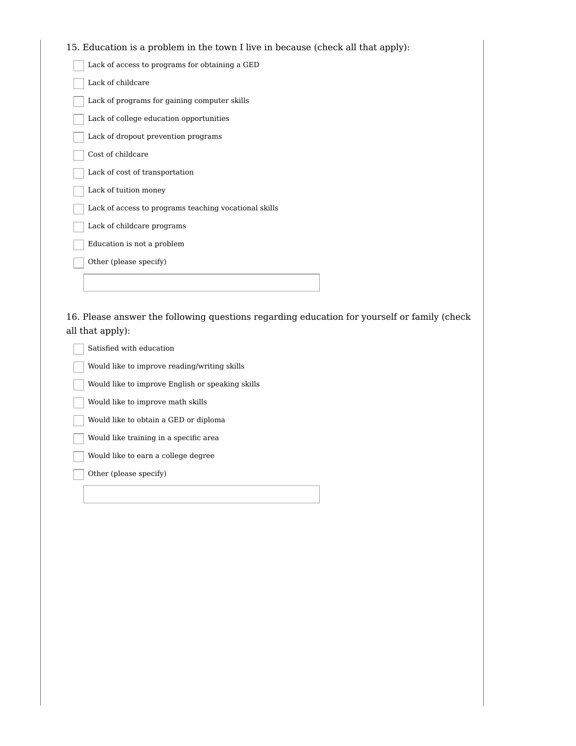15. Education is a problem in the town I live in because (check all that apply):

- [ ] Lack of access to programs for obtaining a GED
- [ ] Lack of childcare
- [ ] Lack of programs for gaining computer skills
- [ ] Lack of college education opportunities
- [ ] Lack of dropout prevention programs
- [ ] Cost of childcare
- [ ] Lack of cost of transportation
- [ ] Lack of tuition money
- [ ] Lack of access to programs teaching vocational skills
- [ ] Lack of childcare programs
- [ ] Education is not a problem
- [ ] Other (please specify)

16. Please answer the following questions regarding education for yourself or family (check all that apply):

- [ ] Satisfied with education
- [ ] Would like to improve reading/writing skills
- [ ] Would like to improve English or speaking skills
- [ ] Would like to improve math skills
- [ ] Would like to obtain a GED or diploma
- [ ] Would like training in a specific area
- [ ] Would like to earn a college degree
- [ ] Other (please specify)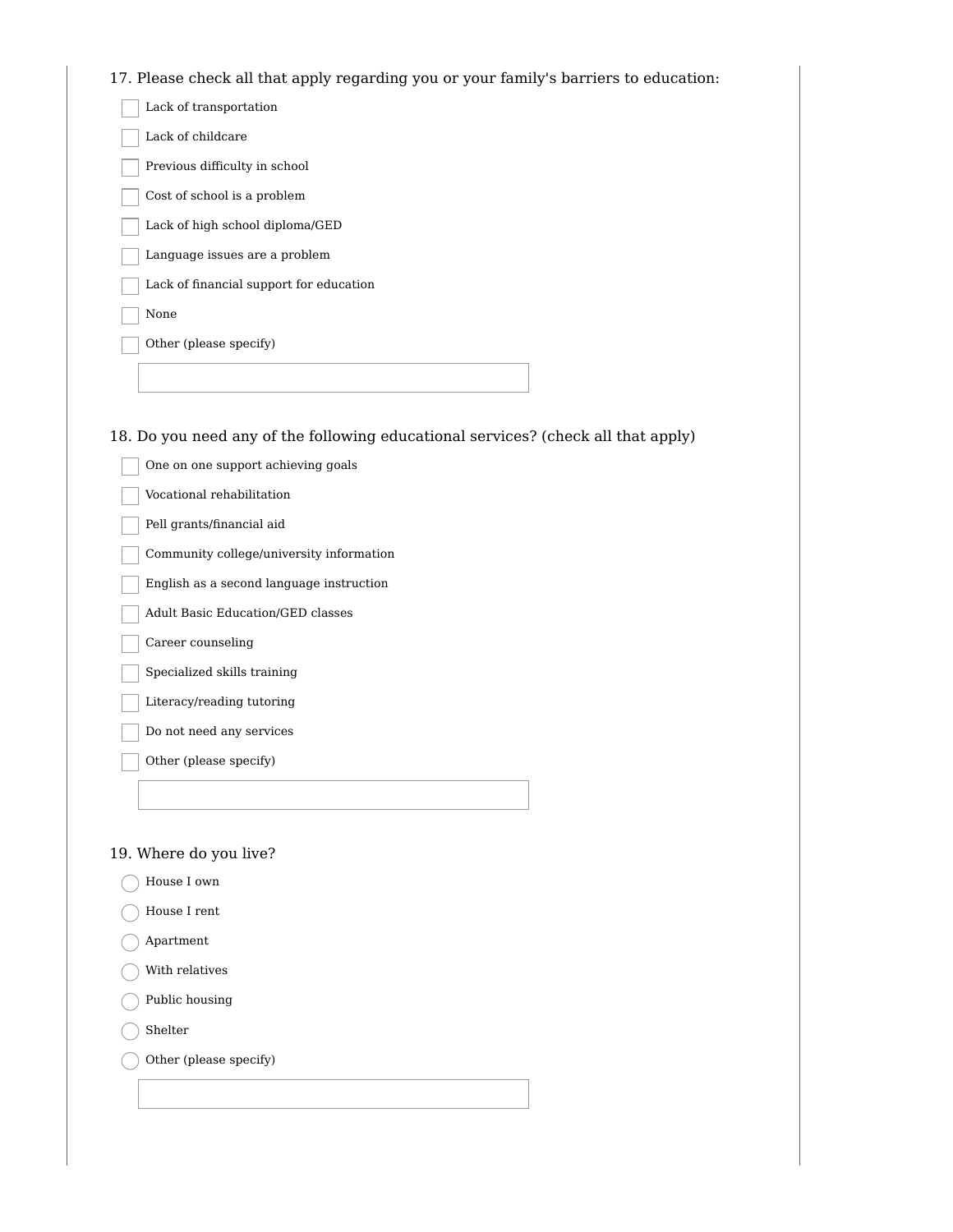17. Please check all that apply regarding you or your family's barriers to education:

- [ ] Lack of transportation
- [ ] Lack of childcare
- [ ] Previous difficulty in school
- [ ] Cost of school is a problem
- [ ] Lack of high school diploma/GED
- [ ] Language issues are a problem
- [ ] Lack of financial support for education
- [ ] None
- [ ] Other (please specify)

\_\_\_\_\_\_\_\_\_\_\_\_\_\_\_\_\_\_\_\_

18. Do you need any of the following educational services? (check all that apply)

- [ ] One on one support achieving goals
- [ ] Vocational rehabilitation
- [ ] Pell grants/financial aid
- [ ] Community college/university information
- [ ] English as a second language instruction
- [ ] Adult Basic Education/GED classes
- [ ] Career counseling
- [ ] Specialized skills training
- [ ] Literacy/reading tutoring
- [ ] Do not need any services
- [ ] Other (please specify)

\_\_\_\_\_\_\_\_\_\_\_\_\_\_\_\_\_\_\_\_

19. Where do you live?

- ○ House I own
- ○ House I rent
- ○ Apartment
- ○ With relatives
- ○ Public housing
- ○ Shelter
- ○ Other (please specify)

\_\_\_\_\_\_\_\_\_\_\_\_\_\_\_\_\_\_\_\_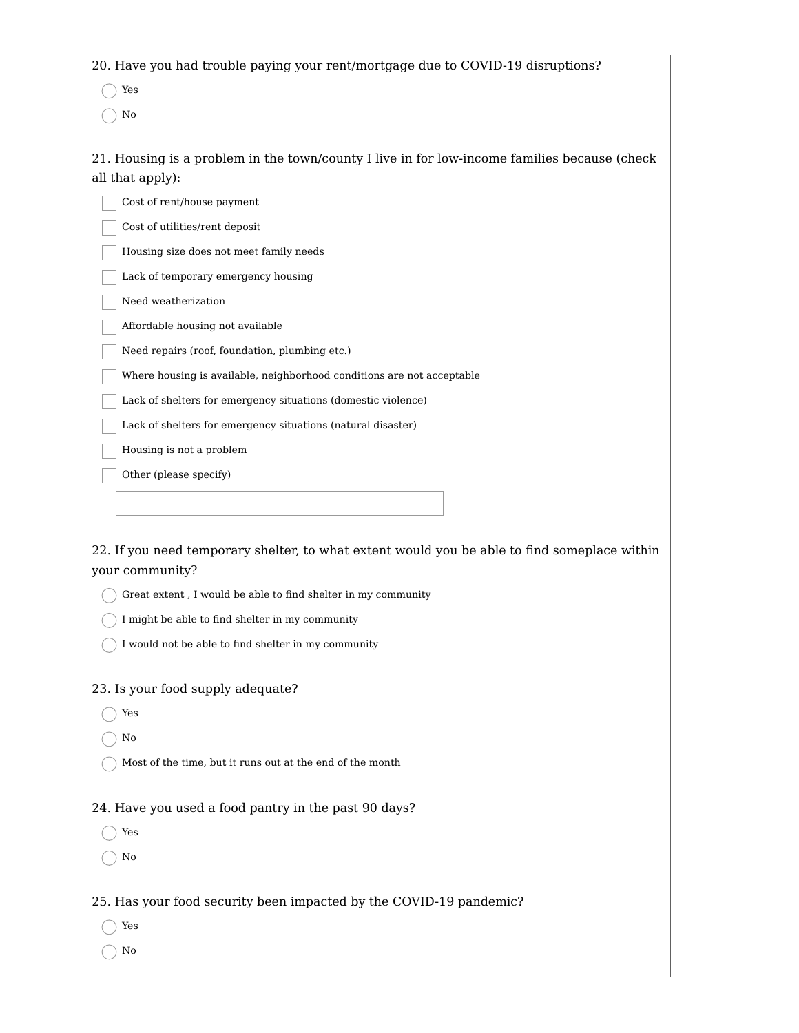20. Have you had trouble paying your rent/mortgage due to COVID-19 disruptions?

- Yes
- No

21. Housing is a problem in the town/county I live in for low-income families because (check all that apply):

- [ ] Cost of rent/house payment
- [ ] Cost of utilities/rent deposit
- [ ] Housing size does not meet family needs
- [ ] Lack of temporary emergency housing
- [ ] Need weatherization
- [ ] Affordable housing not available
- [ ] Need repairs (roof, foundation, plumbing etc.)
- [ ] Where housing is available, neighborhood conditions are not acceptable
- [ ] Lack of shelters for emergency situations (domestic violence)
- [ ] Lack of shelters for emergency situations (natural disaster)
- [ ] Housing is not a problem
- [ ] Other (please specify)

22. If you need temporary shelter, to what extent would you be able to find someplace within your community?

- Great extent , I would be able to find shelter in my community
- I might be able to find shelter in my community
- I would not be able to find shelter in my community

23. Is your food supply adequate?

- Yes
- No
- Most of the time, but it runs out at the end of the month

24. Have you used a food pantry in the past 90 days?

- Yes
- No

25. Has your food security been impacted by the COVID-19 pandemic?

- Yes
- No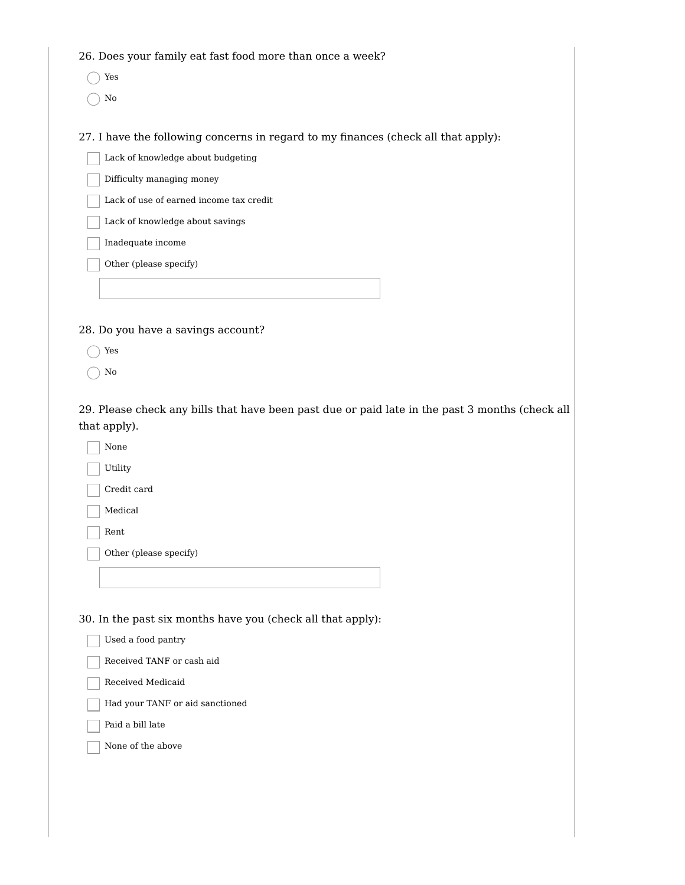26. Does your family eat fast food more than once a week?

- ◯ Yes
- ◯ No

27. I have the following concerns in regard to my finances (check all that apply):

- ☐ Lack of knowledge about budgeting
- ☐ Difficulty managing money
- ☐ Lack of use of earned income tax credit
- ☐ Lack of knowledge about savings
- ☐ Inadequate income
- ☐ Other (please specify)

\_\_\_\_\_\_\_\_\_\_\_\_\_\_\_\_\_\_\_\_

28. Do you have a savings account?

- ◯ Yes
- ◯ No

29. Please check any bills that have been past due or paid late in the past 3 months (check all that apply).

- ☐ None
- ☐ Utility
- ☐ Credit card
- ☐ Medical
- ☐ Rent
- ☐ Other (please specify)

\_\_\_\_\_\_\_\_\_\_\_\_\_\_\_\_\_\_\_\_

30. In the past six months have you (check all that apply):

- ☐ Used a food pantry
- ☐ Received TANF or cash aid
- ☐ Received Medicaid
- ☐ Had your TANF or aid sanctioned
- ☐ Paid a bill late
- ☐ None of the above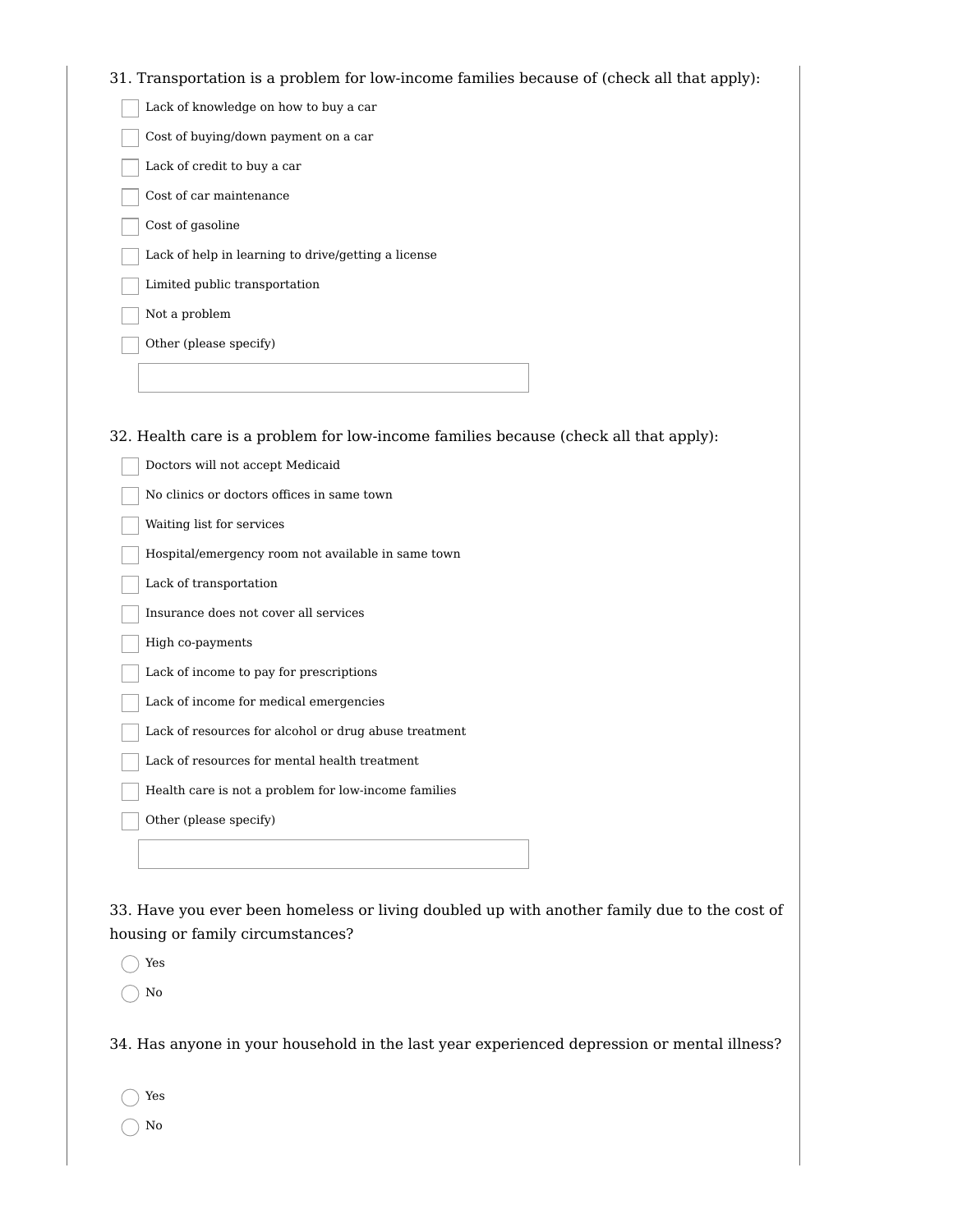31. Transportation is a problem for low-income families because of (check all that apply):

- [ ] Lack of knowledge on how to buy a car
- [ ] Cost of buying/down payment on a car
- [ ] Lack of credit to buy a car
- [ ] Cost of car maintenance
- [ ] Cost of gasoline
- [ ] Lack of help in learning to drive/getting a license
- [ ] Limited public transportation
- [ ] Not a problem
- [ ] Other (please specify)

32. Health care is a problem for low-income families because (check all that apply):

- [ ] Doctors will not accept Medicaid
- [ ] No clinics or doctors offices in same town
- [ ] Waiting list for services
- [ ] Hospital/emergency room not available in same town
- [ ] Lack of transportation
- [ ] Insurance does not cover all services
- [ ] High co-payments
- [ ] Lack of income to pay for prescriptions
- [ ] Lack of income for medical emergencies
- [ ] Lack of resources for alcohol or drug abuse treatment
- [ ] Lack of resources for mental health treatment
- [ ] Health care is not a problem for low-income families
- [ ] Other (please specify)

33. Have you ever been homeless or living doubled up with another family due to the cost of housing or family circumstances?

- ○ Yes
- ○ No

34. Has anyone in your household in the last year experienced depression or mental illness?

- ○ Yes
- ○ No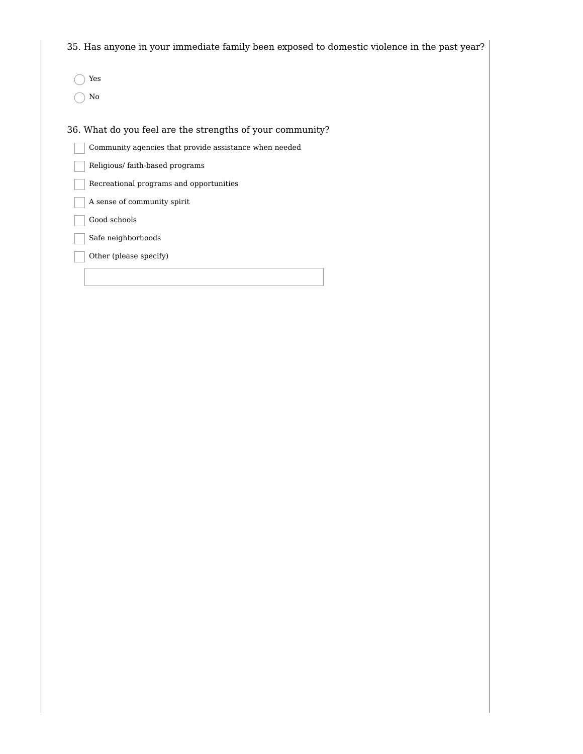35. Has anyone in your immediate family been exposed to domestic violence in the past year?

- ◯ Yes
- ◯ No

36. What do you feel are the strengths of your community?

- ☐ Community agencies that provide assistance when needed
- ☐ Religious/ faith-based programs
- ☐ Recreational programs and opportunities
- ☐ A sense of community spirit
- ☐ Good schools
- ☐ Safe neighborhoods
- ☐ Other (please specify)

\_\_\_\_\_\_\_\_\_\_\_\_\_\_\_\_\_\_\_\_\_\_\_\_\_\_\_\_\_\_